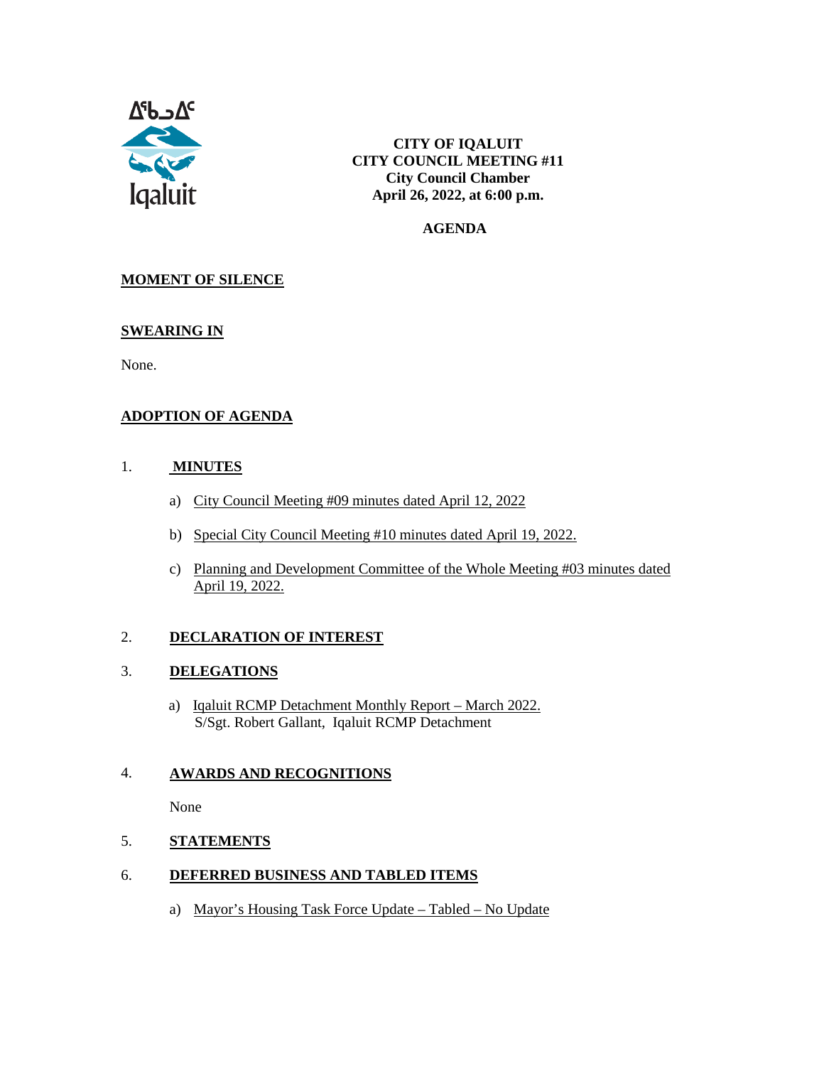ᐃᖃᓗᐃᑦ

Iqaluit

**CITY OF IQALUIT**
**CITY COUNCIL MEETING #11**
**City Council Chamber**
**April 26, 2022, at 6:00 p.m.**

**AGENDA**

## MOMENT OF SILENCE

## SWEARING IN

None.

## ADOPTION OF AGENDA

## 1. MINUTES

a) City Council Meeting #09 minutes dated April 12, 2022

b) Special City Council Meeting #10 minutes dated April 19, 2022.

c) Planning and Development Committee of the Whole Meeting #03 minutes dated April 19, 2022.

## 2. DECLARATION OF INTEREST

## 3. DELEGATIONS

a) Iqaluit RCMP Detachment Monthly Report – March 2022.
S/Sgt. Robert Gallant, Iqaluit RCMP Detachment

## 4. AWARDS AND RECOGNITIONS

None

## 5. STATEMENTS

## 6. DEFERRED BUSINESS AND TABLED ITEMS

a) Mayor's Housing Task Force Update – Tabled – No Update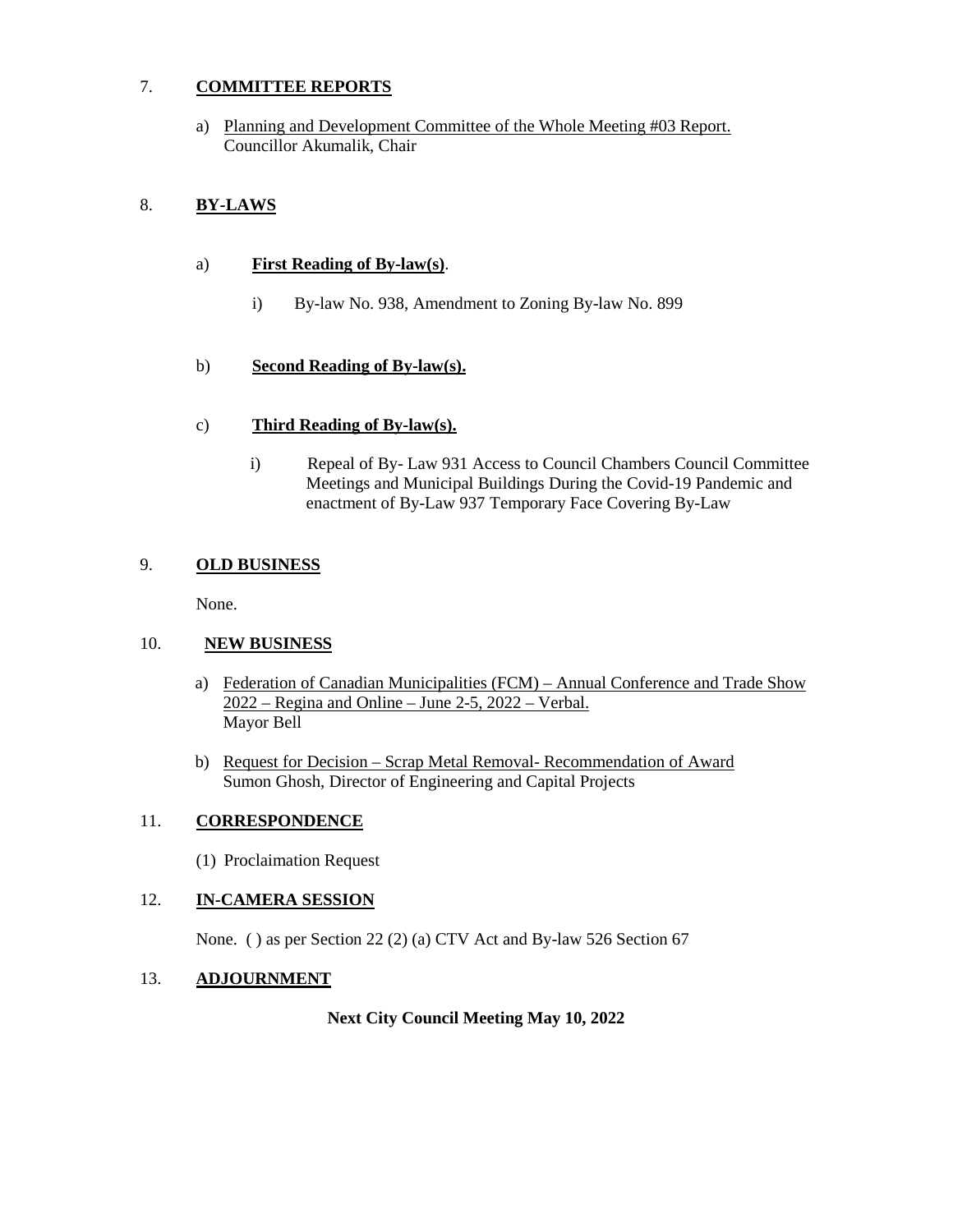## 7. **COMMITTEE REPORTS**

a) Planning and Development Committee of the Whole Meeting #03 Report.
Councillor Akumalik, Chair

## 8. **BY-LAWS**

a) **First Reading of By-law(s)**.

i) By-law No. 938, Amendment to Zoning By-law No. 899

b) **Second Reading of By-law(s).**

c) **Third Reading of By-law(s).**

i) Repeal of By- Law 931 Access to Council Chambers Council Committee Meetings and Municipal Buildings During the Covid-19 Pandemic and enactment of By-Law 937 Temporary Face Covering By-Law

## 9. **OLD BUSINESS**

None.

## 10. **NEW BUSINESS**

a) Federation of Canadian Municipalities (FCM) – Annual Conference and Trade Show 2022 – Regina and Online – June 2-5, 2022 – Verbal.
Mayor Bell

b) Request for Decision – Scrap Metal Removal- Recommendation of Award
Sumon Ghosh, Director of Engineering and Capital Projects

## 11. **CORRESPONDENCE**

(1) Proclaimation Request

## 12. **IN-CAMERA SESSION**

None. ( ) as per Section 22 (2) (a) CTV Act and By-law 526 Section 67

## 13. **ADJOURNMENT**

**Next City Council Meeting May 10, 2022**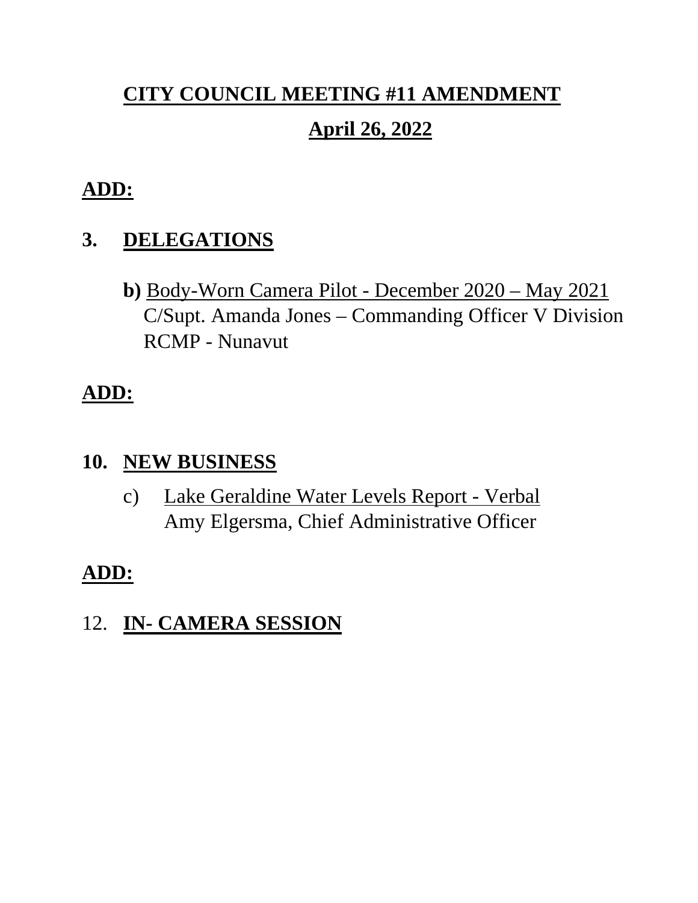# CITY COUNCIL MEETING #11 AMENDMENT

## April 26, 2022

**ADD:**

## 3. DELEGATIONS

**b)** Body-Worn Camera Pilot - December 2020 – May 2021
C/Supt. Amanda Jones – Commanding Officer V Division
RCMP - Nunavut

**ADD:**

## 10. NEW BUSINESS

c) Lake Geraldine Water Levels Report - Verbal
Amy Elgersma, Chief Administrative Officer

**ADD:**

## 12. IN- CAMERA SESSION